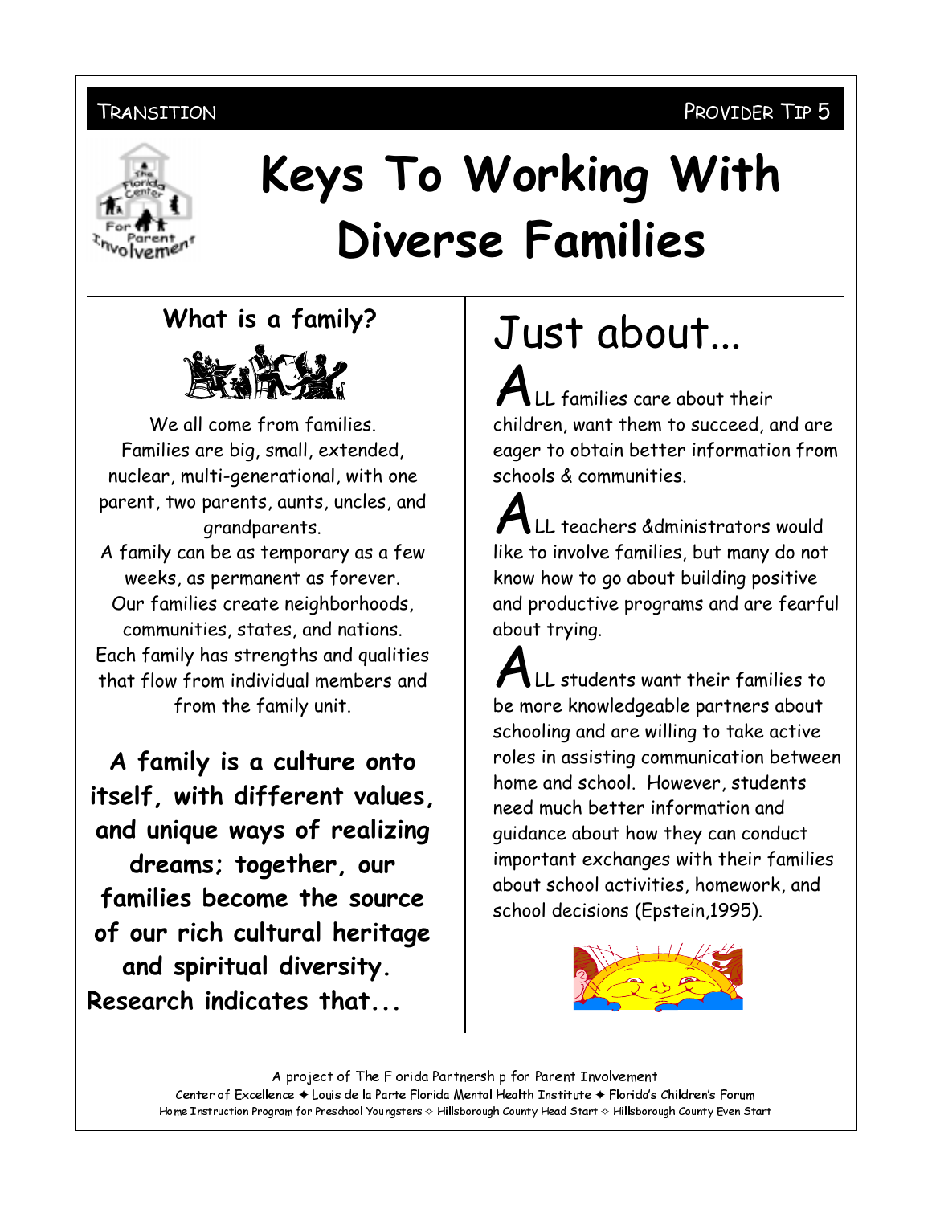TRANSITION PROVIDER TIP 5

# Keys To Working With Diverse Families

## What is a family?

We all come from families.
Families are big, small, extended, nuclear, multi-generational, with one parent, two parents, aunts, uncles, and grandparents.
A family can be as temporary as a few weeks, as permanent as forever.
Our families create neighborhoods, communities, states, and nations.
Each family has strengths and qualities that flow from individual members and from the family unit.

**A family is a culture onto itself, with different values, and unique ways of realizing dreams; together, our families become the source of our rich cultural heritage and spiritual diversity.**

**Research indicates that...**

# Just about...

**A**LL families care about their children, want them to succeed, and are eager to obtain better information from schools & communities.

**A**LL teachers &dministrators would like to involve families, but many do not know how to go about building positive and productive programs and are fearful about trying.

**A**LL students want their families to be more knowledgeable partners about schooling and are willing to take active roles in assisting communication between home and school. However, students need much better information and guidance about how they can conduct important exchanges with their families about school activities, homework, and school decisions (Epstein,1995).

A project of The Florida Partnership for Parent Involvement
Center of Excellence ✦ Louis de la Parte Florida Mental Health Institute ✦ Florida's Children's Forum
Home Instruction Program for Preschool Youngsters ✧ Hillsborough County Head Start ✧ Hillsborough County Even Start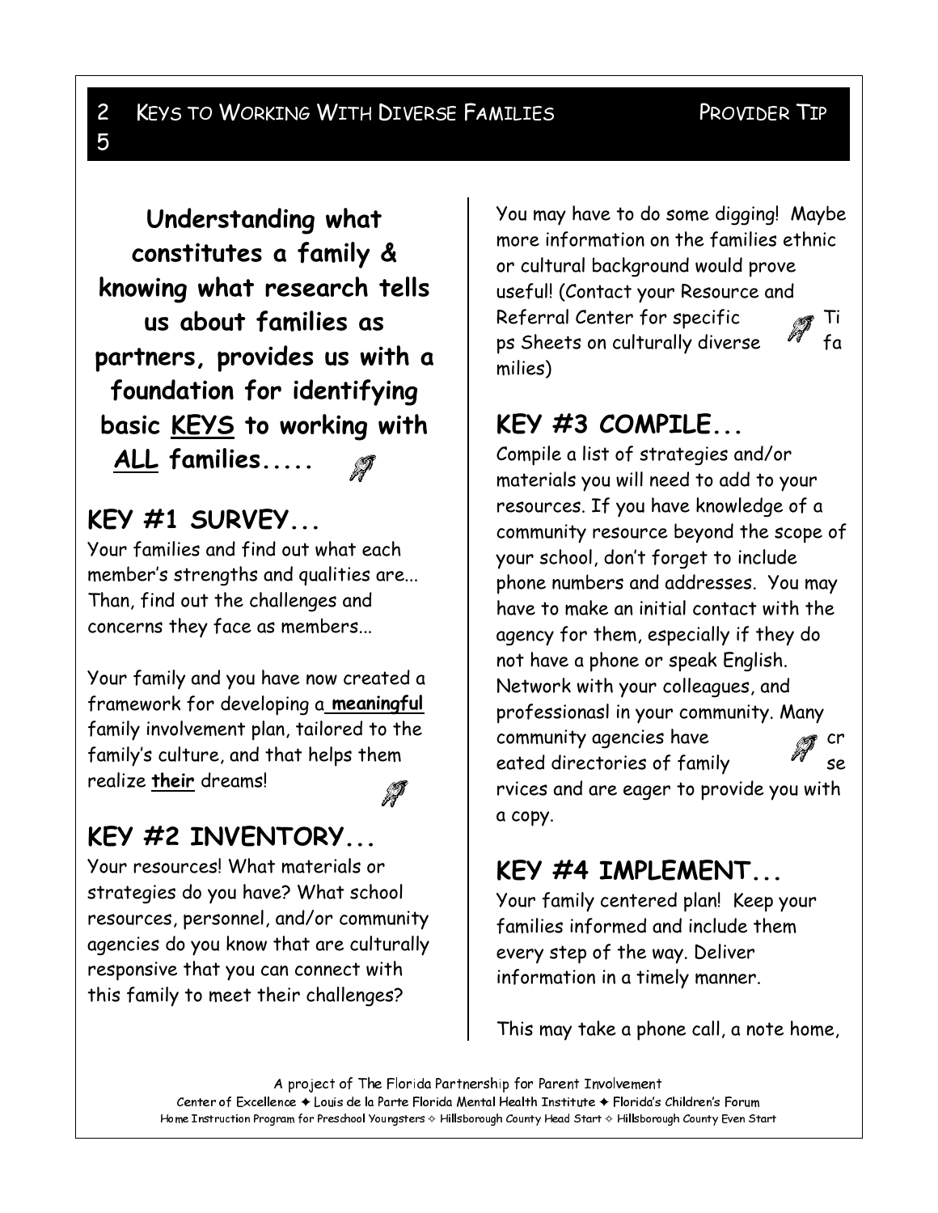**Understanding what constitutes a family & knowing what research tells us about families as partners, provides us with a foundation for identifying basic KEYS to working with ALL families.....**

## KEY #1 SURVEY...

Your families and find out what each member's strengths and qualities are... Than, find out the challenges and concerns they face as members...

Your family and you have now created a framework for developing a **meaningful** family involvement plan, tailored to the family's culture, and that helps them realize **their** dreams!

## KEY #2 INVENTORY...

Your resources! What materials or strategies do you have? What school resources, personnel, and/or community agencies do you know that are culturally responsive that you can connect with this family to meet their challenges?

You may have to do some digging! Maybe more information on the families ethnic or cultural background would prove useful! (Contact your Resource and Referral Center for specific Tips Sheets on culturally diverse families)

## KEY #3 COMPILE...

Compile a list of strategies and/or materials you will need to add to your resources. If you have knowledge of a community resource beyond the scope of your school, don't forget to include phone numbers and addresses. You may have to make an initial contact with the agency for them, especially if they do not have a phone or speak English. Network with your colleagues, and professionasl in your community. Many community agencies have created directories of family services and are eager to provide you with a copy.

## KEY #4 IMPLEMENT...

Your family centered plan! Keep your families informed and include them every step of the way. Deliver information in a timely manner.

This may take a phone call, a note home,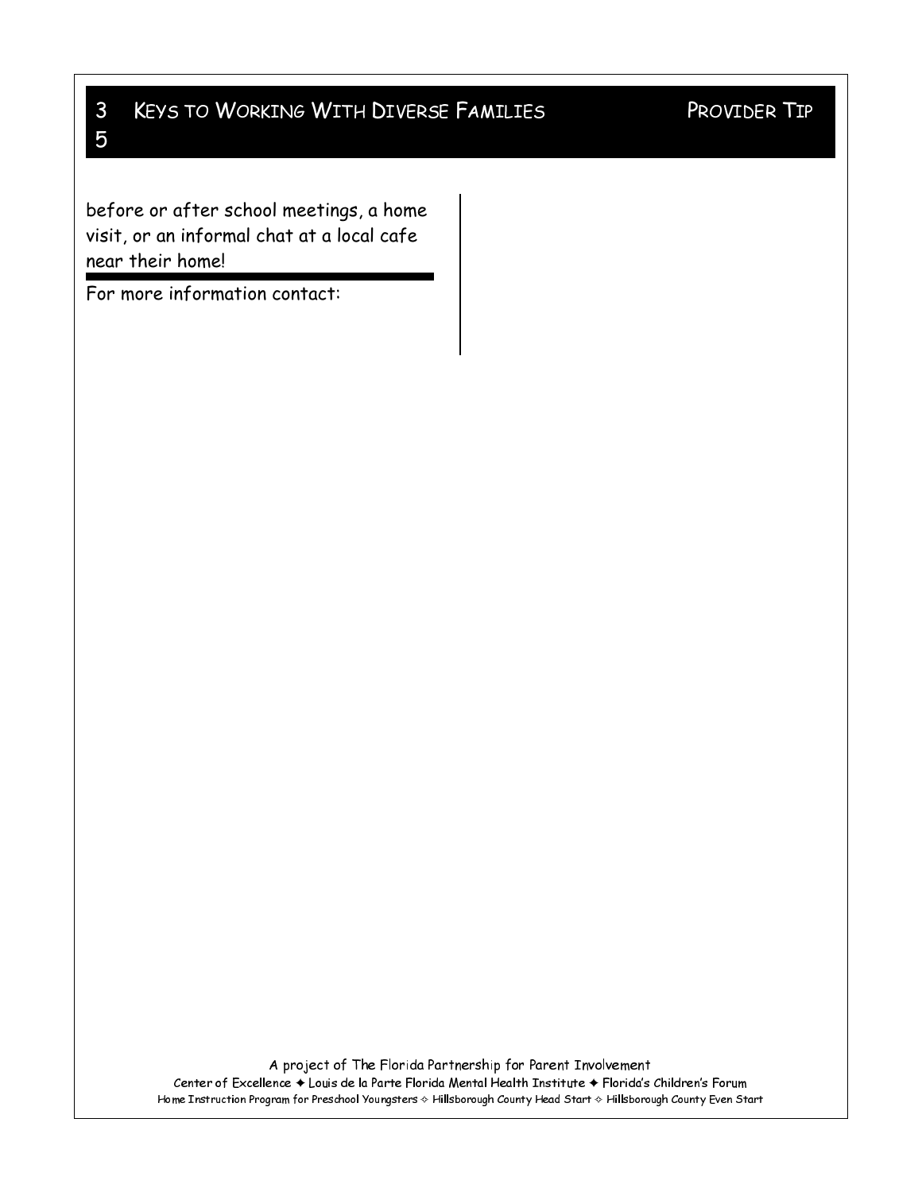before or after school meetings, a home visit, or an informal chat at a local cafe near their home!

For more information contact: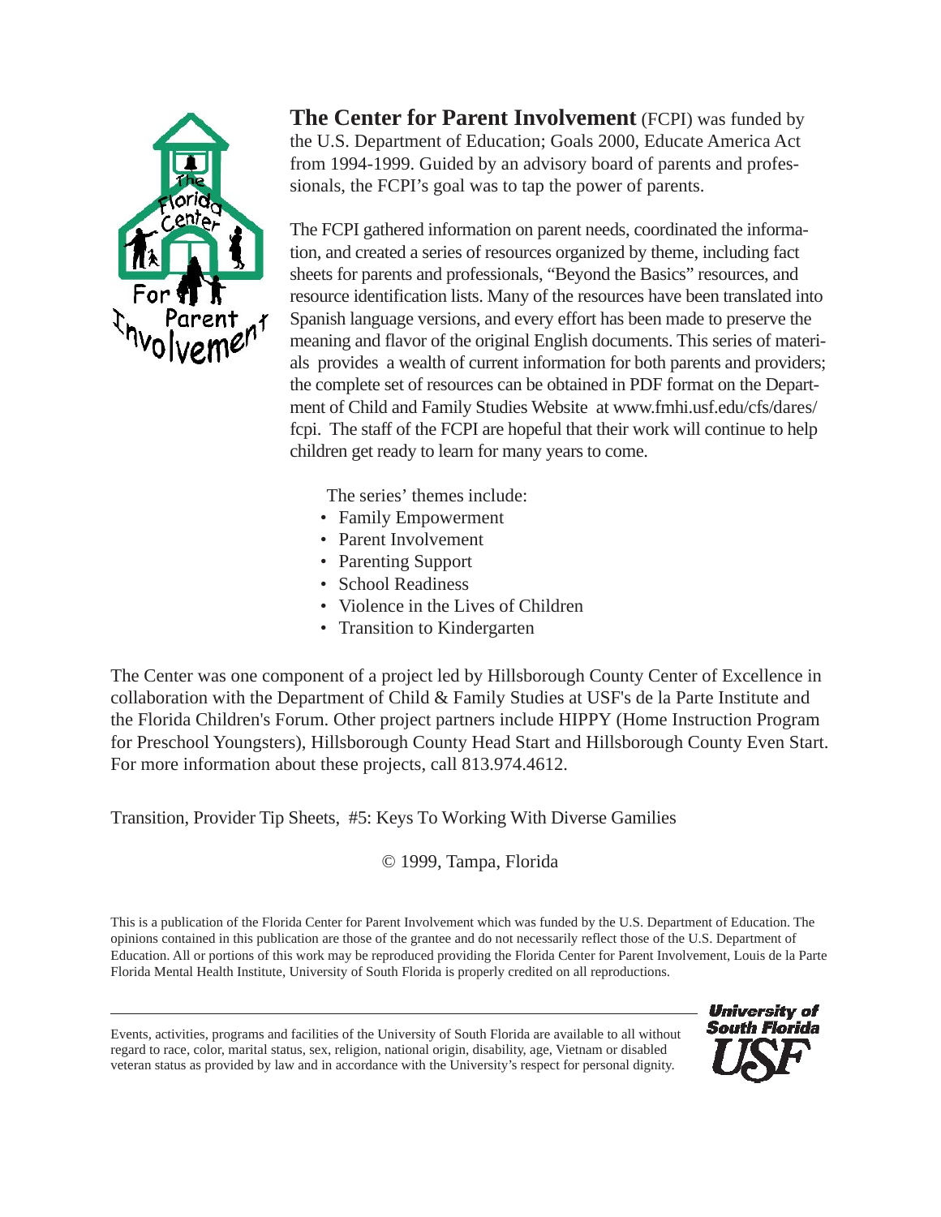**The Center for Parent Involvement** (FCPI) was funded by the U.S. Department of Education; Goals 2000, Educate America Act from 1994-1999. Guided by an advisory board of parents and professionals, the FCPI's goal was to tap the power of parents.

The FCPI gathered information on parent needs, coordinated the information, and created a series of resources organized by theme, including fact sheets for parents and professionals, "Beyond the Basics" resources, and resource identification lists. Many of the resources have been translated into Spanish language versions, and every effort has been made to preserve the meaning and flavor of the original English documents. This series of materials provides a wealth of current information for both parents and providers; the complete set of resources can be obtained in PDF format on the Department of Child and Family Studies Website at www.fmhi.usf.edu/cfs/dares/fcpi. The staff of the FCPI are hopeful that their work will continue to help children get ready to learn for many years to come.

The series' themes include:

- Family Empowerment
- Parent Involvement
- Parenting Support
- School Readiness
- Violence in the Lives of Children
- Transition to Kindergarten

The Center was one component of a project led by Hillsborough County Center of Excellence in collaboration with the Department of Child & Family Studies at USF's de la Parte Institute and the Florida Children's Forum. Other project partners include HIPPY (Home Instruction Program for Preschool Youngsters), Hillsborough County Head Start and Hillsborough County Even Start. For more information about these projects, call 813.974.4612.

Transition, Provider Tip Sheets, #5: Keys To Working With Diverse Gamilies

© 1999, Tampa, Florida

This is a publication of the Florida Center for Parent Involvement which was funded by the U.S. Department of Education. The opinions contained in this publication are those of the grantee and do not necessarily reflect those of the U.S. Department of Education. All or portions of this work may be reproduced providing the Florida Center for Parent Involvement, Louis de la Parte Florida Mental Health Institute, University of South Florida is properly credited on all reproductions.

---

Events, activities, programs and facilities of the University of South Florida are available to all without regard to race, color, marital status, sex, religion, national origin, disability, age, Vietnam or disabled veteran status as provided by law and in accordance with the University's respect for personal dignity.

University of South Florida USF